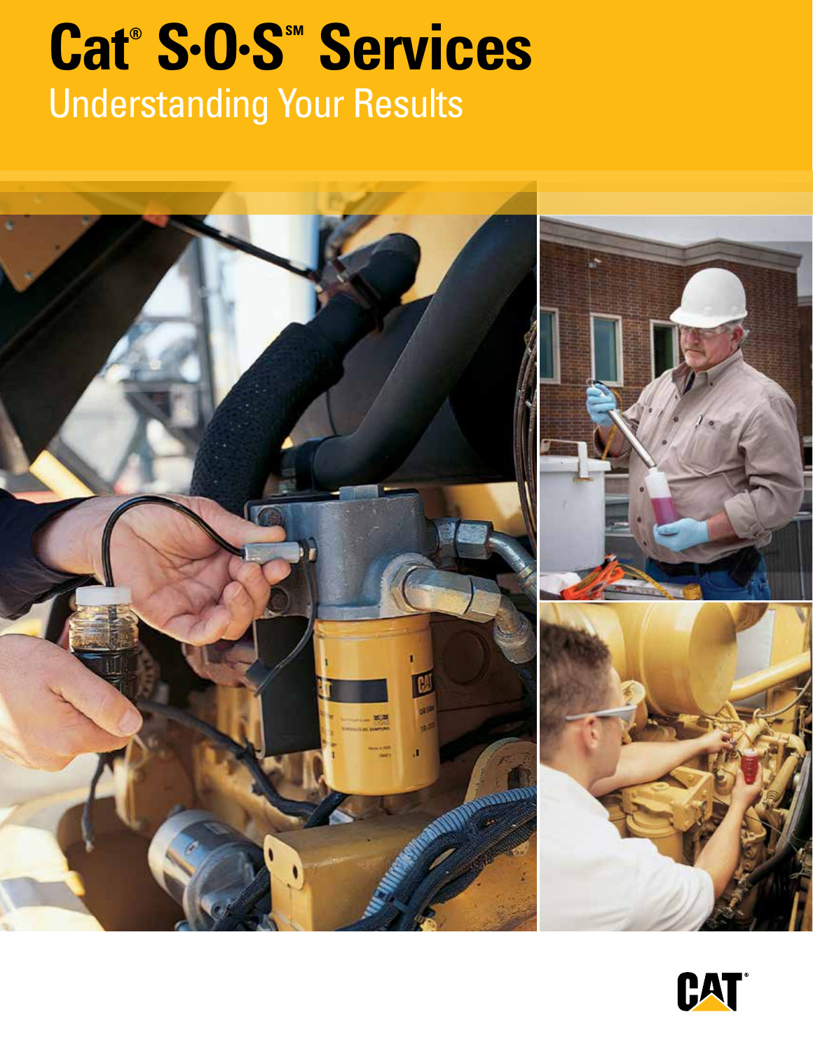# Cat® S·O·S℠ Services

## Understanding Your Results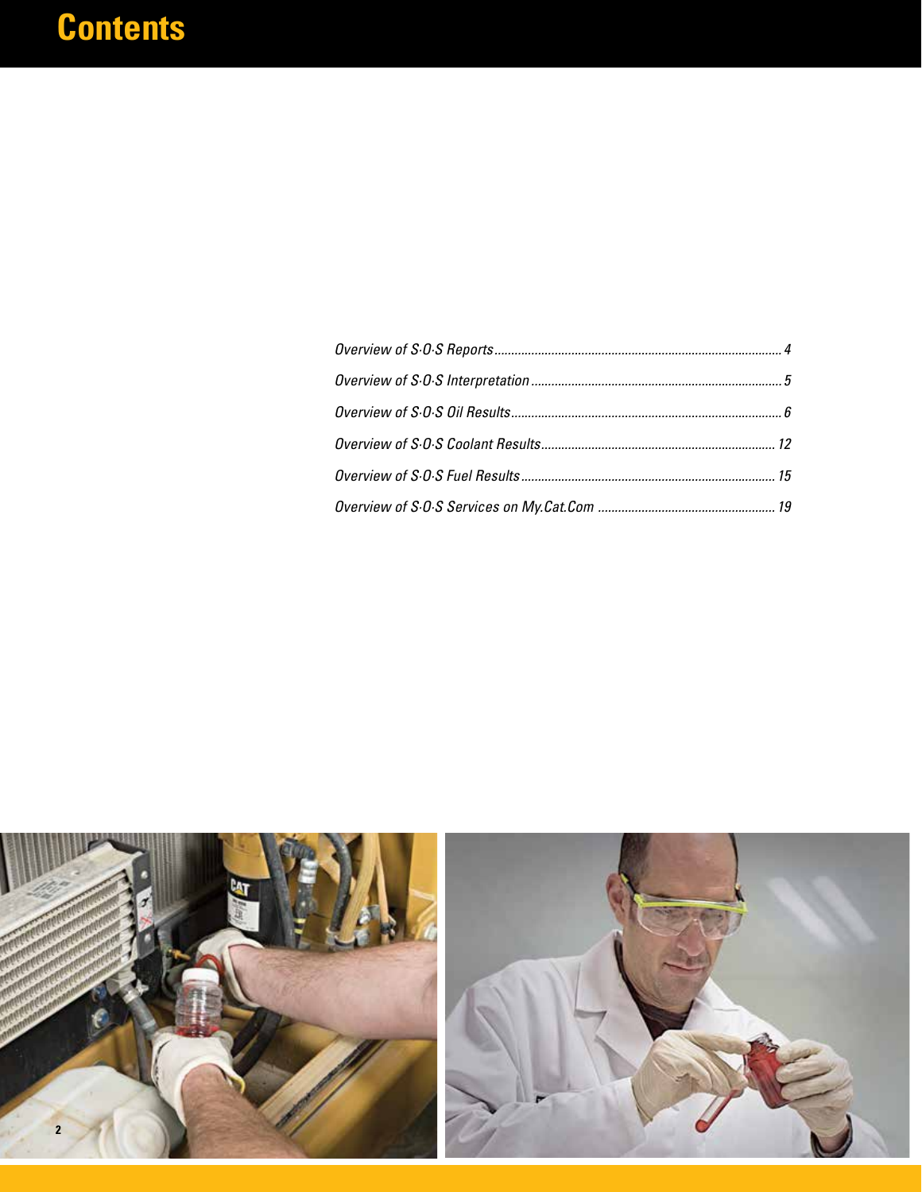# Contents

*Overview of S·O·S Reports* ........................................ 4

*Overview of S·O·S Interpretation* ........................................ 5

*Overview of S·O·S Oil Results* ........................................ 6

*Overview of S·O·S Coolant Results* ........................................ 12

*Overview of S·O·S Fuel Results* ........................................ 15

*Overview of S·O·S Services on My.Cat.Com* ........................................ 19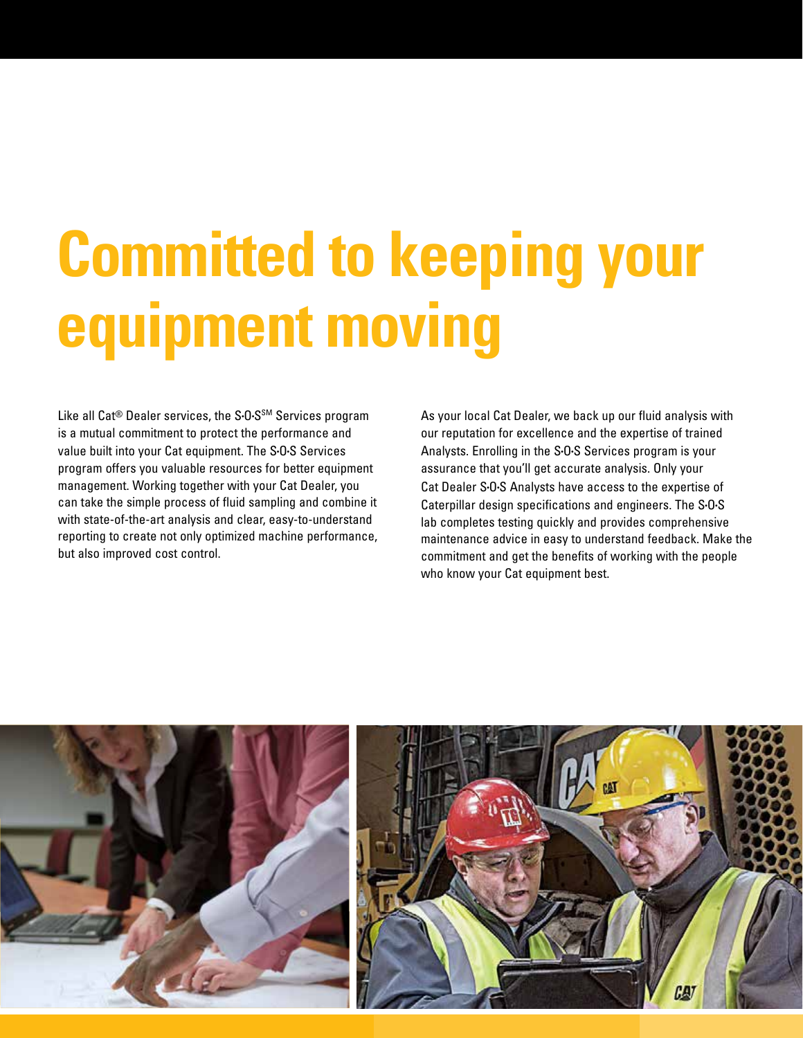# Committed to keeping your equipment moving

Like all Cat® Dealer services, the S·O·S℠ Services program is a mutual commitment to protect the performance and value built into your Cat equipment. The S·O·S Services program offers you valuable resources for better equipment management. Working together with your Cat Dealer, you can take the simple process of fluid sampling and combine it with state-of-the-art analysis and clear, easy-to-understand reporting to create not only optimized machine performance, but also improved cost control.

As your local Cat Dealer, we back up our fluid analysis with our reputation for excellence and the expertise of trained Analysts. Enrolling in the S·O·S Services program is your assurance that you'll get accurate analysis. Only your Cat Dealer S·O·S Analysts have access to the expertise of Caterpillar design specifications and engineers. The S·O·S lab completes testing quickly and provides comprehensive maintenance advice in easy to understand feedback. Make the commitment and get the benefits of working with the people who know your Cat equipment best.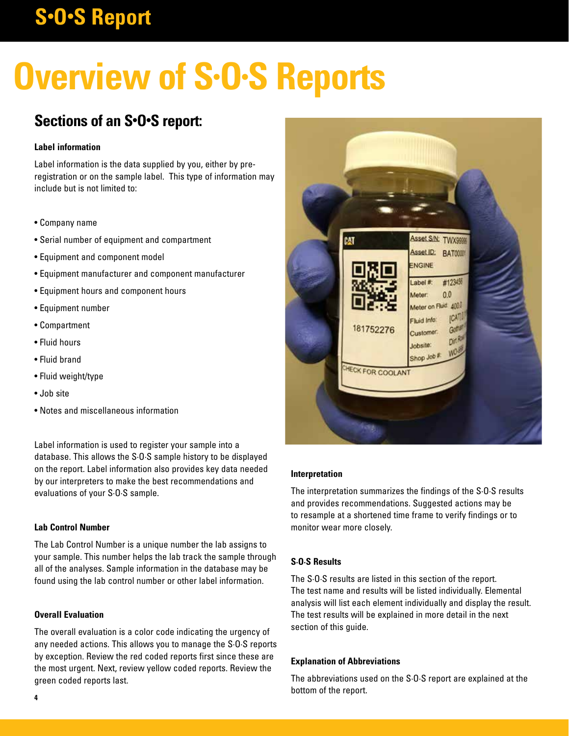# Overview of S·O·S Reports

## Sections of an S•O•S report:

**Label information**

Label information is the data supplied by you, either by pre-registration or on the sample label. This type of information may include but is not limited to:

- Company name
- Serial number of equipment and compartment
- Equipment and component model
- Equipment manufacturer and component manufacturer
- Equipment hours and component hours
- Equipment number
- Compartment
- Fluid hours
- Fluid brand
- Fluid weight/type
- Job site
- Notes and miscellaneous information

Label information is used to register your sample into a database. This allows the S·O·S sample history to be displayed on the report. Label information also provides key data needed by our interpreters to make the best recommendations and evaluations of your S·O·S sample.

**Lab Control Number**

The Lab Control Number is a unique number the lab assigns to your sample. This number helps the lab track the sample through all of the analyses. Sample information in the database may be found using the lab control number or other label information.

**Overall Evaluation**

The overall evaluation is a color code indicating the urgency of any needed actions. This allows you to manage the S·O·S reports by exception. Review the red coded reports first since these are the most urgent. Next, review yellow coded reports. Review the green coded reports last.

**Interpretation**

The interpretation summarizes the findings of the S·O·S results and provides recommendations. Suggested actions may be to resample at a shortened time frame to verify findings or to monitor wear more closely.

**S·O·S Results**

The S·O·S results are listed in this section of the report. The test name and results will be listed individually. Elemental analysis will list each element individually and display the result. The test results will be explained in more detail in the next section of this guide.

**Explanation of Abbreviations**

The abbreviations used on the S·O·S report are explained at the bottom of the report.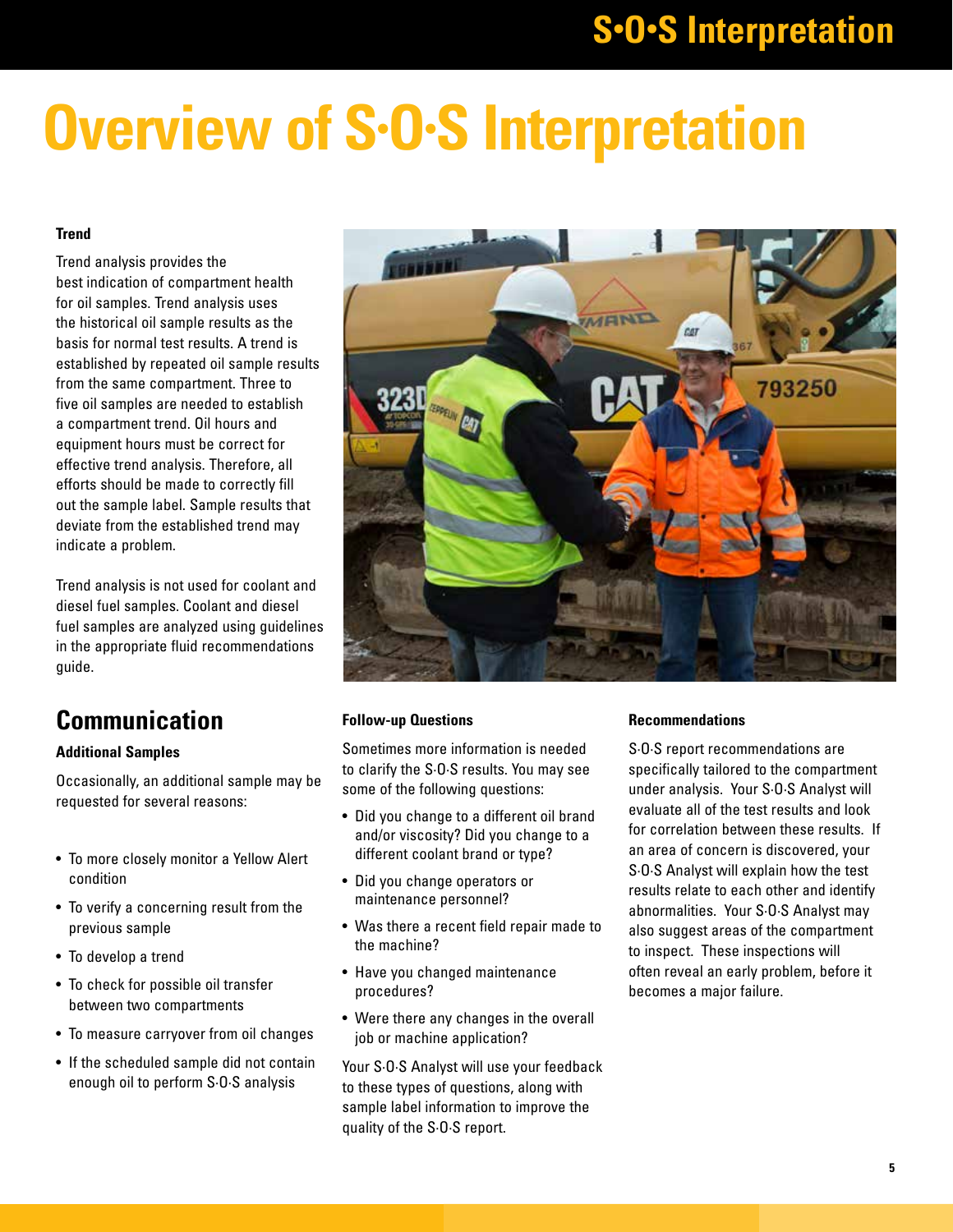# Overview of S·O·S Interpretation

### Trend

Trend analysis provides the best indication of compartment health for oil samples. Trend analysis uses the historical oil sample results as the basis for normal test results. A trend is established by repeated oil sample results from the same compartment. Three to five oil samples are needed to establish a compartment trend. Oil hours and equipment hours must be correct for effective trend analysis. Therefore, all efforts should be made to correctly fill out the sample label. Sample results that deviate from the established trend may indicate a problem.

Trend analysis is not used for coolant and diesel fuel samples. Coolant and diesel fuel samples are analyzed using guidelines in the appropriate fluid recommendations guide.

## Communication

### Additional Samples

Occasionally, an additional sample may be requested for several reasons:

- To more closely monitor a Yellow Alert condition
- To verify a concerning result from the previous sample
- To develop a trend
- To check for possible oil transfer between two compartments
- To measure carryover from oil changes
- If the scheduled sample did not contain enough oil to perform S·O·S analysis

### Follow-up Questions

Sometimes more information is needed to clarify the S·O·S results. You may see some of the following questions:

- Did you change to a different oil brand and/or viscosity? Did you change to a different coolant brand or type?
- Did you change operators or maintenance personnel?
- Was there a recent field repair made to the machine?
- Have you changed maintenance procedures?
- Were there any changes in the overall job or machine application?

Your S·O·S Analyst will use your feedback to these types of questions, along with sample label information to improve the quality of the S·O·S report.

### Recommendations

S·O·S report recommendations are specifically tailored to the compartment under analysis. Your S·O·S Analyst will evaluate all of the test results and look for correlation between these results. If an area of concern is discovered, your S·O·S Analyst will explain how the test results relate to each other and identify abnormalities. Your S·O·S Analyst may also suggest areas of the compartment to inspect. These inspections will often reveal an early problem, before it becomes a major failure.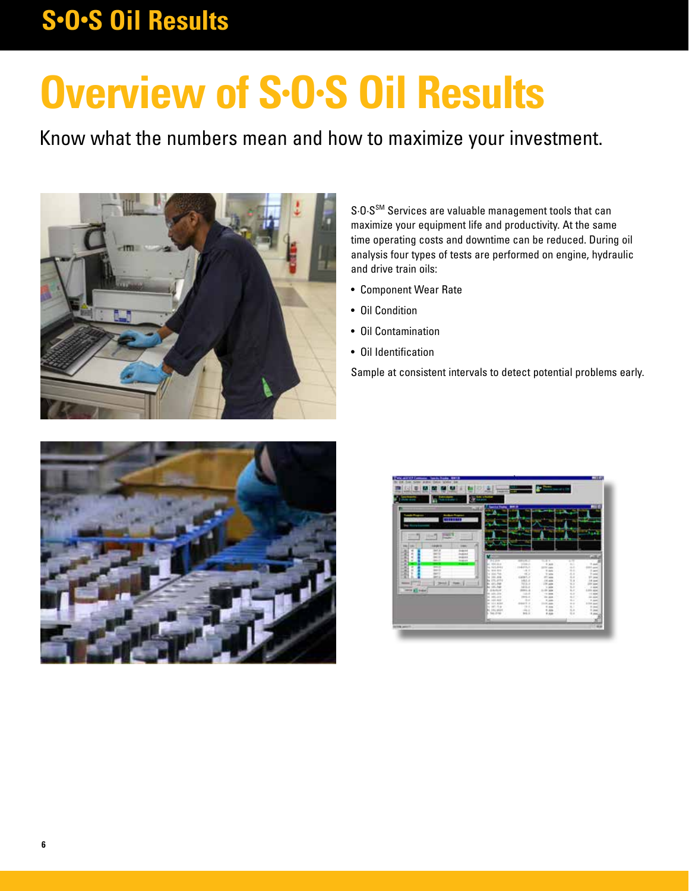# Overview of S·O·S Oil Results

Know what the numbers mean and how to maximize your investment.

S·O·S[SM] Services are valuable management tools that can maximize your equipment life and productivity. At the same time operating costs and downtime can be reduced. During oil analysis four types of tests are performed on engine, hydraulic and drive train oils:

- Component Wear Rate
- Oil Condition
- Oil Contamination
- Oil Identification

Sample at consistent intervals to detect potential problems early.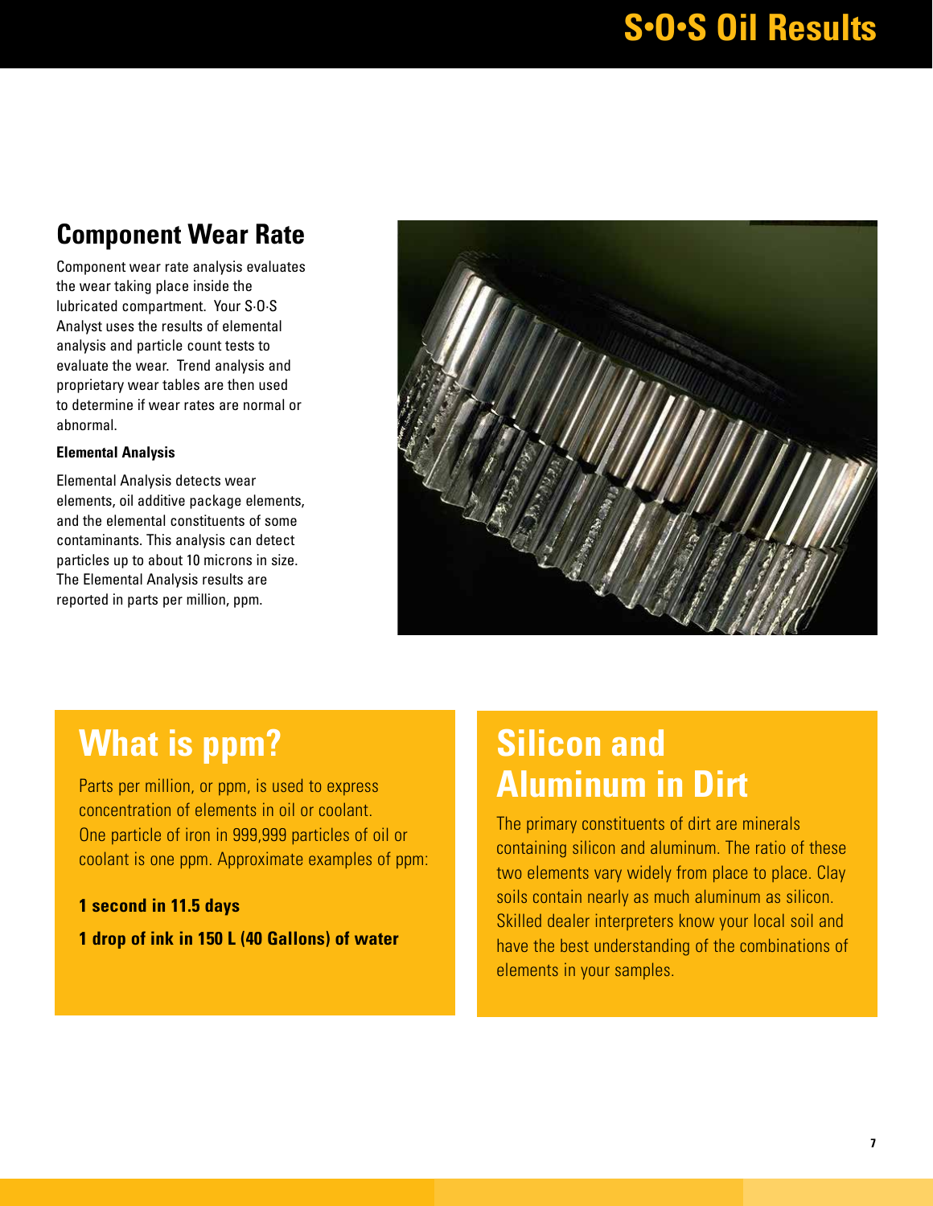# S•O•S Oil Results

## Component Wear Rate

Component wear rate analysis evaluates the wear taking place inside the lubricated compartment. Your S·O·S Analyst uses the results of elemental analysis and particle count tests to evaluate the wear. Trend analysis and proprietary wear tables are then used to determine if wear rates are normal or abnormal.

### Elemental Analysis

Elemental Analysis detects wear elements, oil additive package elements, and the elemental constituents of some contaminants. This analysis can detect particles up to about 10 microns in size. The Elemental Analysis results are reported in parts per million, ppm.

## What is ppm?

Parts per million, or ppm, is used to express concentration of elements in oil or coolant. One particle of iron in 999,999 particles of oil or coolant is one ppm. Approximate examples of ppm:

**1 second in 11.5 days**

**1 drop of ink in 150 L (40 Gallons) of water**

## Silicon and Aluminum in Dirt

The primary constituents of dirt are minerals containing silicon and aluminum. The ratio of these two elements vary widely from place to place. Clay soils contain nearly as much aluminum as silicon. Skilled dealer interpreters know your local soil and have the best understanding of the combinations of elements in your samples.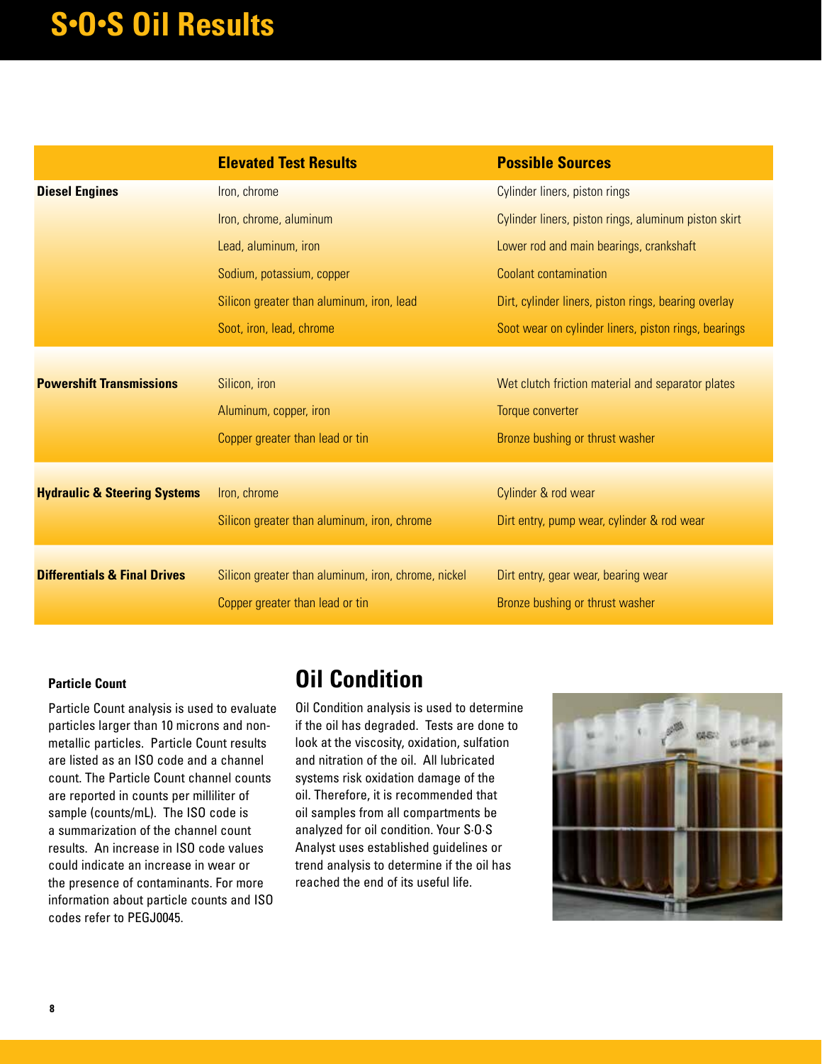# S•O•S Oil Results

| | Elevated Test Results | Possible Sources |
|---|---|---|
| **Diesel Engines** | Iron, chrome | Cylinder liners, piston rings |
| | Iron, chrome, aluminum | Cylinder liners, piston rings, aluminum piston skirt |
| | Lead, aluminum, iron | Lower rod and main bearings, crankshaft |
| | Sodium, potassium, copper | Coolant contamination |
| | Silicon greater than aluminum, iron, lead | Dirt, cylinder liners, piston rings, bearing overlay |
| | Soot, iron, lead, chrome | Soot wear on cylinder liners, piston rings, bearings |
| **Powershift Transmissions** | Silicon, iron | Wet clutch friction material and separator plates |
| | Aluminum, copper, iron | Torque converter |
| | Copper greater than lead or tin | Bronze bushing or thrust washer |
| **Hydraulic & Steering Systems** | Iron, chrome | Cylinder & rod wear |
| | Silicon greater than aluminum, iron, chrome | Dirt entry, pump wear, cylinder & rod wear |
| **Differentials & Final Drives** | Silicon greater than aluminum, iron, chrome, nickel | Dirt entry, gear wear, bearing wear |
| | Copper greater than lead or tin | Bronze bushing or thrust washer |

### Particle Count

Particle Count analysis is used to evaluate particles larger than 10 microns and non-metallic particles. Particle Count results are listed as an ISO code and a channel count. The Particle Count channel counts are reported in counts per milliliter of sample (counts/mL). The ISO code is a summarization of the channel count results. An increase in ISO code values could indicate an increase in wear or the presence of contaminants. For more information about particle counts and ISO codes refer to PEGJ0045.

## Oil Condition

Oil Condition analysis is used to determine if the oil has degraded. Tests are done to look at the viscosity, oxidation, sulfation and nitration of the oil. All lubricated systems risk oxidation damage of the oil. Therefore, it is recommended that oil samples from all compartments be analyzed for oil condition. Your S·O·S Analyst uses established guidelines or trend analysis to determine if the oil has reached the end of its useful life.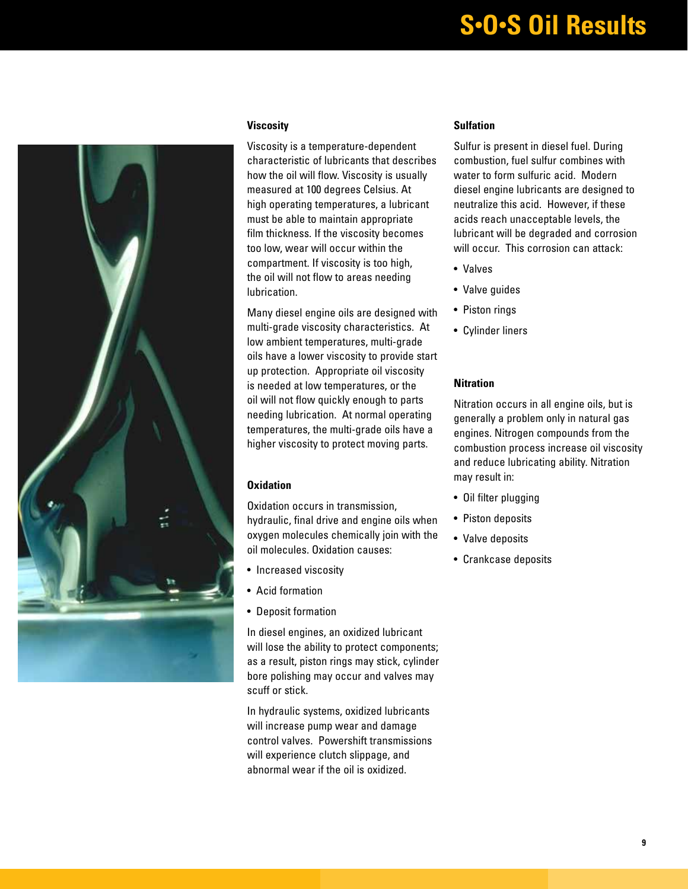# S•O•S Oil Results

### Viscosity

Viscosity is a temperature-dependent characteristic of lubricants that describes how the oil will flow. Viscosity is usually measured at 100 degrees Celsius. At high operating temperatures, a lubricant must be able to maintain appropriate film thickness. If the viscosity becomes too low, wear will occur within the compartment. If viscosity is too high, the oil will not flow to areas needing lubrication.

Many diesel engine oils are designed with multi-grade viscosity characteristics. At low ambient temperatures, multi-grade oils have a lower viscosity to provide start up protection. Appropriate oil viscosity is needed at low temperatures, or the oil will not flow quickly enough to parts needing lubrication. At normal operating temperatures, the multi-grade oils have a higher viscosity to protect moving parts.

### Oxidation

Oxidation occurs in transmission, hydraulic, final drive and engine oils when oxygen molecules chemically join with the oil molecules. Oxidation causes:

- Increased viscosity
- Acid formation
- Deposit formation

In diesel engines, an oxidized lubricant will lose the ability to protect components; as a result, piston rings may stick, cylinder bore polishing may occur and valves may scuff or stick.

In hydraulic systems, oxidized lubricants will increase pump wear and damage control valves. Powershift transmissions will experience clutch slippage, and abnormal wear if the oil is oxidized.

### Sulfation

Sulfur is present in diesel fuel. During combustion, fuel sulfur combines with water to form sulfuric acid. Modern diesel engine lubricants are designed to neutralize this acid. However, if these acids reach unacceptable levels, the lubricant will be degraded and corrosion will occur. This corrosion can attack:

- Valves
- Valve guides
- Piston rings
- Cylinder liners

### Nitration

Nitration occurs in all engine oils, but is generally a problem only in natural gas engines. Nitrogen compounds from the combustion process increase oil viscosity and reduce lubricating ability. Nitration may result in:

- Oil filter plugging
- Piston deposits
- Valve deposits
- Crankcase deposits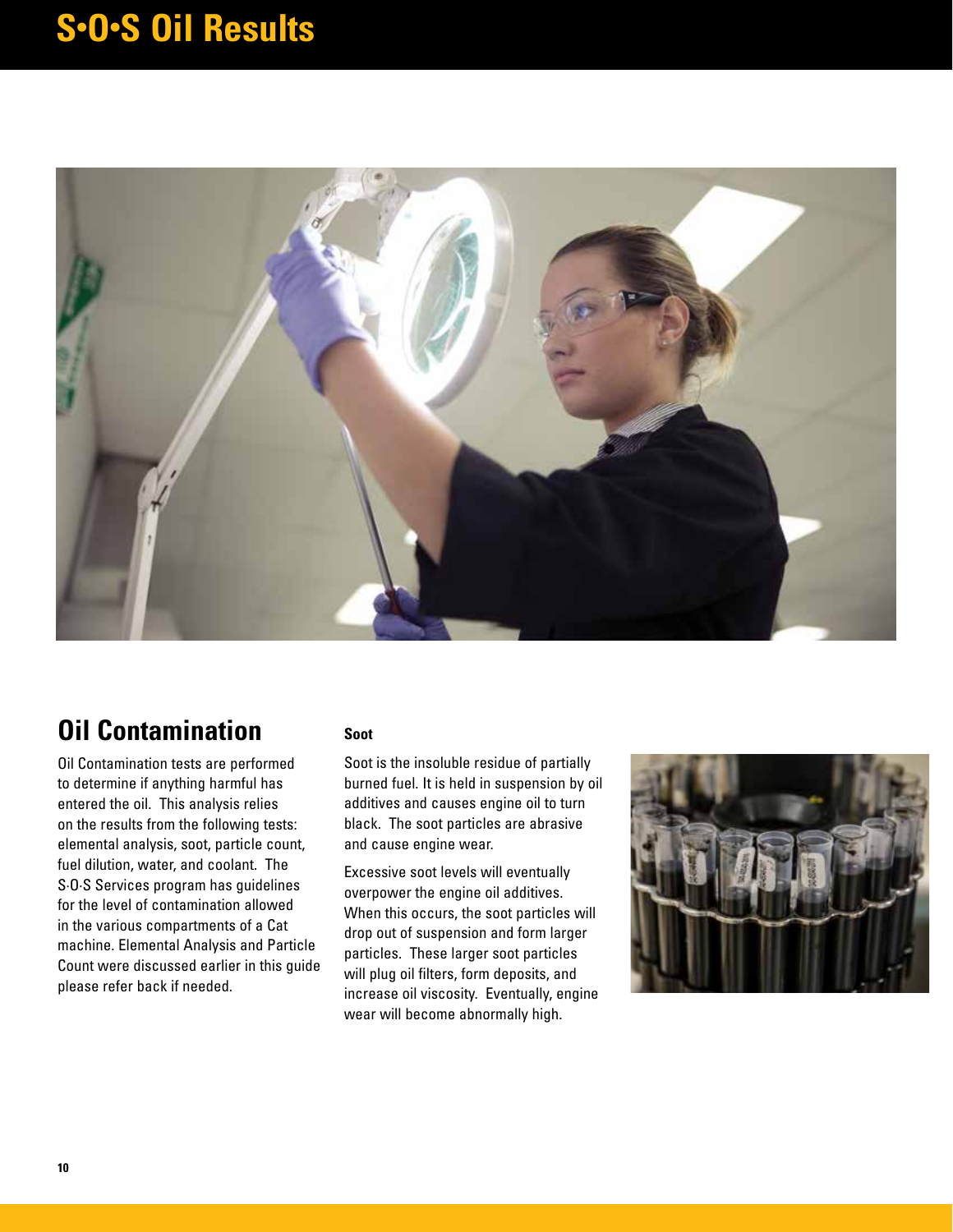# S·O·S Oil Results

## Oil Contamination

Oil Contamination tests are performed to determine if anything harmful has entered the oil. This analysis relies on the results from the following tests: elemental analysis, soot, particle count, fuel dilution, water, and coolant. The S·O·S Services program has guidelines for the level of contamination allowed in the various compartments of a Cat machine. Elemental Analysis and Particle Count were discussed earlier in this guide please refer back if needed.

**Soot**

Soot is the insoluble residue of partially burned fuel. It is held in suspension by oil additives and causes engine oil to turn black. The soot particles are abrasive and cause engine wear.

Excessive soot levels will eventually overpower the engine oil additives. When this occurs, the soot particles will drop out of suspension and form larger particles. These larger soot particles will plug oil filters, form deposits, and increase oil viscosity. Eventually, engine wear will become abnormally high.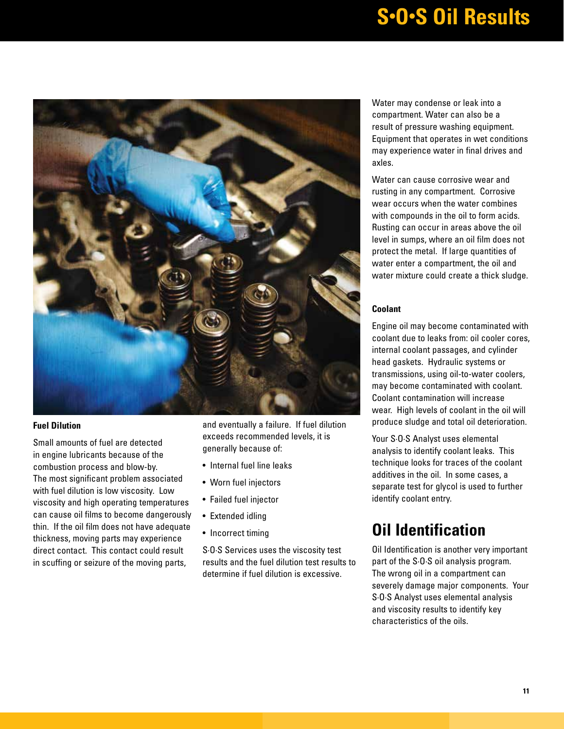### Fuel Dilution

Small amounts of fuel are detected in engine lubricants because of the combustion process and blow-by. The most significant problem associated with fuel dilution is low viscosity. Low viscosity and high operating temperatures can cause oil films to become dangerously thin. If the oil film does not have adequate thickness, moving parts may experience direct contact. This contact could result in scuffing or seizure of the moving parts, and eventually a failure. If fuel dilution exceeds recommended levels, it is generally because of:

- Internal fuel line leaks
- Worn fuel injectors
- Failed fuel injector
- Extended idling
- Incorrect timing

S·O·S Services uses the viscosity test results and the fuel dilution test results to determine if fuel dilution is excessive.

Water may condense or leak into a compartment. Water can also be a result of pressure washing equipment. Equipment that operates in wet conditions may experience water in final drives and axles.

Water can cause corrosive wear and rusting in any compartment. Corrosive wear occurs when the water combines with compounds in the oil to form acids. Rusting can occur in areas above the oil level in sumps, where an oil film does not protect the metal. If large quantities of water enter a compartment, the oil and water mixture could create a thick sludge.

### Coolant

Engine oil may become contaminated with coolant due to leaks from: oil cooler cores, internal coolant passages, and cylinder head gaskets. Hydraulic systems or transmissions, using oil-to-water coolers, may become contaminated with coolant. Coolant contamination will increase wear. High levels of coolant in the oil will produce sludge and total oil deterioration.

Your S·O·S Analyst uses elemental analysis to identify coolant leaks. This technique looks for traces of the coolant additives in the oil. In some cases, a separate test for glycol is used to further identify coolant entry.

## Oil Identification

Oil Identification is another very important part of the S·O·S oil analysis program. The wrong oil in a compartment can severely damage major components. Your S·O·S Analyst uses elemental analysis and viscosity results to identify key characteristics of the oils.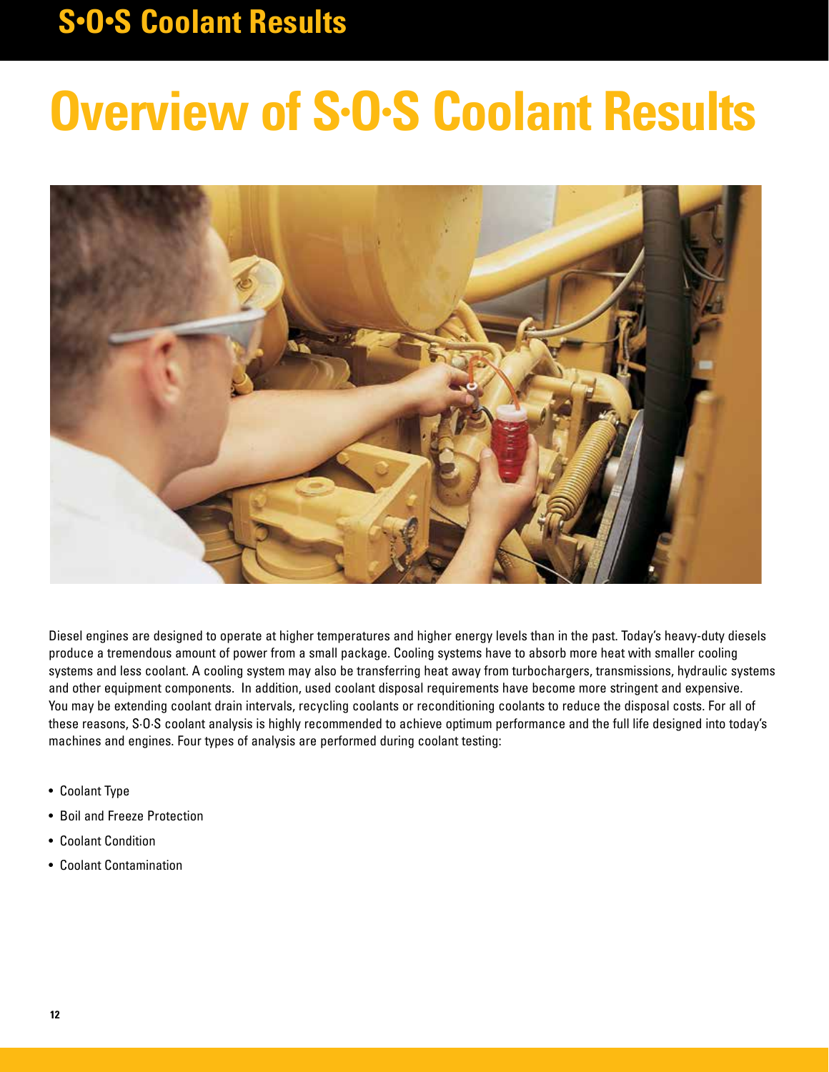# Overview of S·O·S Coolant Results

Diesel engines are designed to operate at higher temperatures and higher energy levels than in the past. Today's heavy-duty diesels produce a tremendous amount of power from a small package. Cooling systems have to absorb more heat with smaller cooling systems and less coolant. A cooling system may also be transferring heat away from turbochargers, transmissions, hydraulic systems and other equipment components. In addition, used coolant disposal requirements have become more stringent and expensive. You may be extending coolant drain intervals, recycling coolants or reconditioning coolants to reduce the disposal costs. For all of these reasons, S·O·S coolant analysis is highly recommended to achieve optimum performance and the full life designed into today's machines and engines. Four types of analysis are performed during coolant testing:

- Coolant Type
- Boil and Freeze Protection
- Coolant Condition
- Coolant Contamination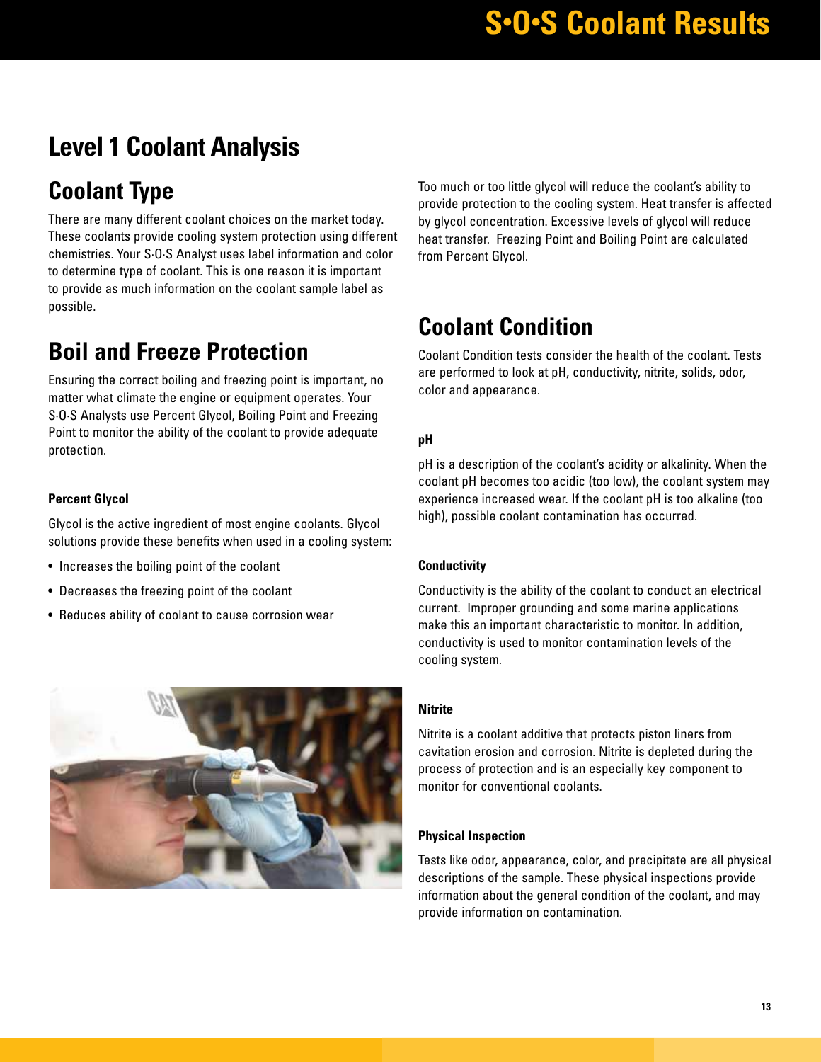# Level 1 Coolant Analysis

## Coolant Type

There are many different coolant choices on the market today. These coolants provide cooling system protection using different chemistries. Your S·O·S Analyst uses label information and color to determine type of coolant. This is one reason it is important to provide as much information on the coolant sample label as possible.

## Boil and Freeze Protection

Ensuring the correct boiling and freezing point is important, no matter what climate the engine or equipment operates. Your S·O·S Analysts use Percent Glycol, Boiling Point and Freezing Point to monitor the ability of the coolant to provide adequate protection.

### Percent Glycol

Glycol is the active ingredient of most engine coolants. Glycol solutions provide these benefits when used in a cooling system:

- Increases the boiling point of the coolant
- Decreases the freezing point of the coolant
- Reduces ability of coolant to cause corrosion wear

Too much or too little glycol will reduce the coolant's ability to provide protection to the cooling system. Heat transfer is affected by glycol concentration. Excessive levels of glycol will reduce heat transfer. Freezing Point and Boiling Point are calculated from Percent Glycol.

## Coolant Condition

Coolant Condition tests consider the health of the coolant. Tests are performed to look at pH, conductivity, nitrite, solids, odor, color and appearance.

### pH

pH is a description of the coolant's acidity or alkalinity. When the coolant pH becomes too acidic (too low), the coolant system may experience increased wear. If the coolant pH is too alkaline (too high), possible coolant contamination has occurred.

### Conductivity

Conductivity is the ability of the coolant to conduct an electrical current. Improper grounding and some marine applications make this an important characteristic to monitor. In addition, conductivity is used to monitor contamination levels of the cooling system.

### Nitrite

Nitrite is a coolant additive that protects piston liners from cavitation erosion and corrosion. Nitrite is depleted during the process of protection and is an especially key component to monitor for conventional coolants.

### Physical Inspection

Tests like odor, appearance, color, and precipitate are all physical descriptions of the sample. These physical inspections provide information about the general condition of the coolant, and may provide information on contamination.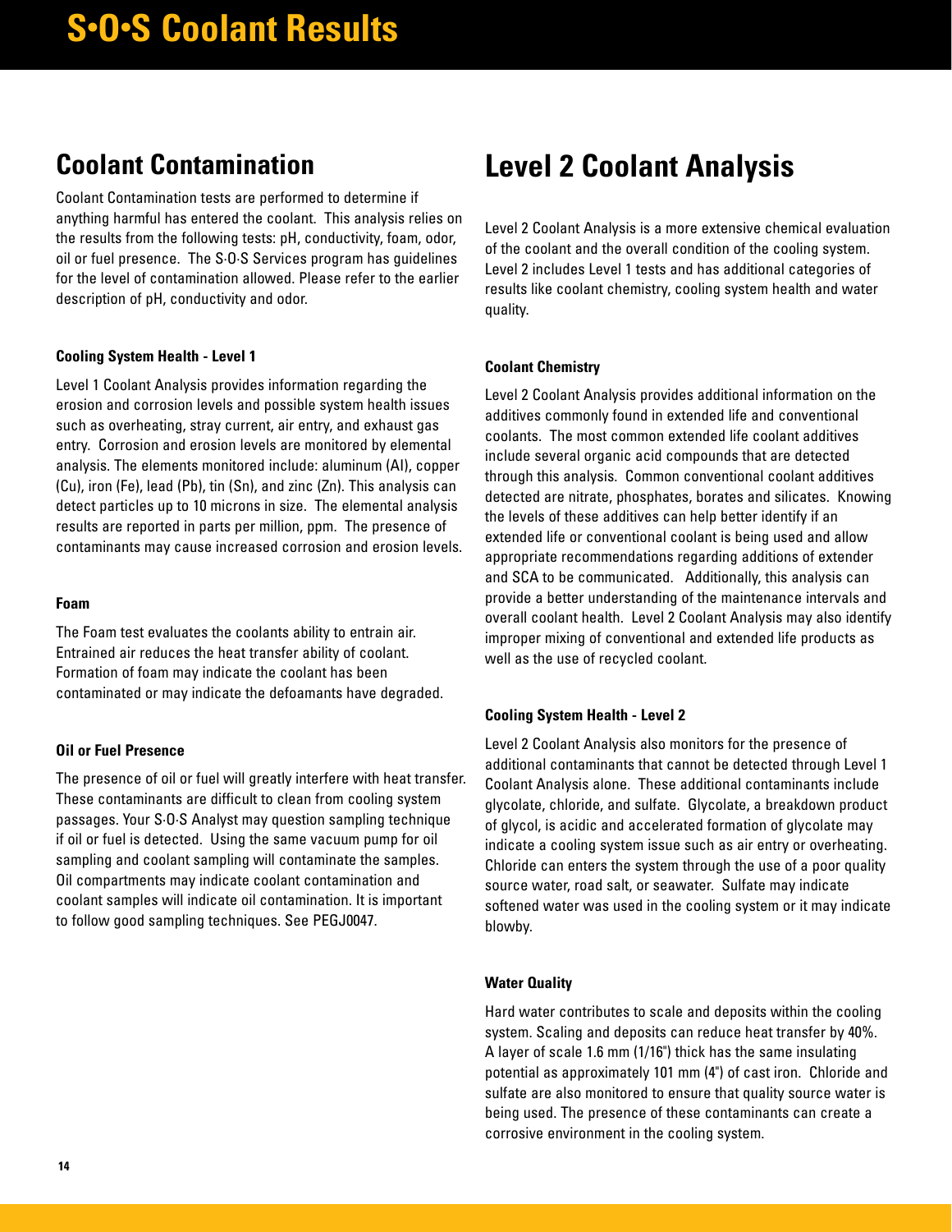# S·O·S Coolant Results

## Coolant Contamination

Coolant Contamination tests are performed to determine if anything harmful has entered the coolant. This analysis relies on the results from the following tests: pH, conductivity, foam, odor, oil or fuel presence. The S·O·S Services program has guidelines for the level of contamination allowed. Please refer to the earlier description of pH, conductivity and odor.

#### Cooling System Health - Level 1

Level 1 Coolant Analysis provides information regarding the erosion and corrosion levels and possible system health issues such as overheating, stray current, air entry, and exhaust gas entry. Corrosion and erosion levels are monitored by elemental analysis. The elements monitored include: aluminum (Al), copper (Cu), iron (Fe), lead (Pb), tin (Sn), and zinc (Zn). This analysis can detect particles up to 10 microns in size. The elemental analysis results are reported in parts per million, ppm. The presence of contaminants may cause increased corrosion and erosion levels.

#### Foam

The Foam test evaluates the coolants ability to entrain air. Entrained air reduces the heat transfer ability of coolant. Formation of foam may indicate the coolant has been contaminated or may indicate the defoamants have degraded.

#### Oil or Fuel Presence

The presence of oil or fuel will greatly interfere with heat transfer. These contaminants are difficult to clean from cooling system passages. Your S·O·S Analyst may question sampling technique if oil or fuel is detected. Using the same vacuum pump for oil sampling and coolant sampling will contaminate the samples. Oil compartments may indicate coolant contamination and coolant samples will indicate oil contamination. It is important to follow good sampling techniques. See PEGJ0047.

## Level 2 Coolant Analysis

Level 2 Coolant Analysis is a more extensive chemical evaluation of the coolant and the overall condition of the cooling system. Level 2 includes Level 1 tests and has additional categories of results like coolant chemistry, cooling system health and water quality.

#### Coolant Chemistry

Level 2 Coolant Analysis provides additional information on the additives commonly found in extended life and conventional coolants. The most common extended life coolant additives include several organic acid compounds that are detected through this analysis. Common conventional coolant additives detected are nitrate, phosphates, borates and silicates. Knowing the levels of these additives can help better identify if an extended life or conventional coolant is being used and allow appropriate recommendations regarding additions of extender and SCA to be communicated. Additionally, this analysis can provide a better understanding of the maintenance intervals and overall coolant health. Level 2 Coolant Analysis may also identify improper mixing of conventional and extended life products as well as the use of recycled coolant.

#### Cooling System Health - Level 2

Level 2 Coolant Analysis also monitors for the presence of additional contaminants that cannot be detected through Level 1 Coolant Analysis alone. These additional contaminants include glycolate, chloride, and sulfate. Glycolate, a breakdown product of glycol, is acidic and accelerated formation of glycolate may indicate a cooling system issue such as air entry or overheating. Chloride can enters the system through the use of a poor quality source water, road salt, or seawater. Sulfate may indicate softened water was used in the cooling system or it may indicate blowby.

#### Water Quality

Hard water contributes to scale and deposits within the cooling system. Scaling and deposits can reduce heat transfer by 40%. A layer of scale 1.6 mm (1/16") thick has the same insulating potential as approximately 101 mm (4") of cast iron. Chloride and sulfate are also monitored to ensure that quality source water is being used. The presence of these contaminants can create a corrosive environment in the cooling system.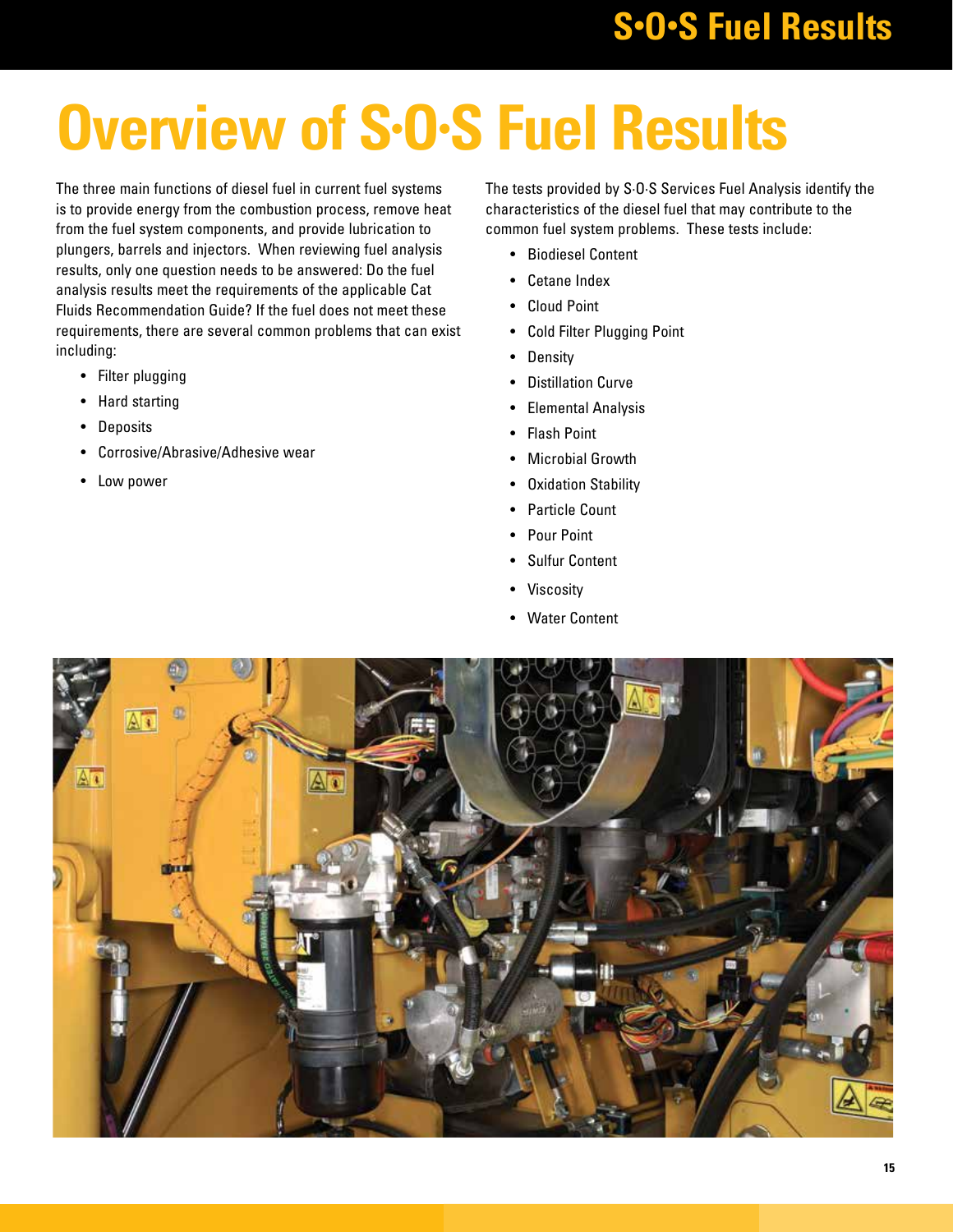# Overview of S·O·S Fuel Results

The three main functions of diesel fuel in current fuel systems is to provide energy from the combustion process, remove heat from the fuel system components, and provide lubrication to plungers, barrels and injectors. When reviewing fuel analysis results, only one question needs to be answered: Do the fuel analysis results meet the requirements of the applicable Cat Fluids Recommendation Guide? If the fuel does not meet these requirements, there are several common problems that can exist including:

- Filter plugging
- Hard starting
- Deposits
- Corrosive/Abrasive/Adhesive wear
- Low power

The tests provided by S·O·S Services Fuel Analysis identify the characteristics of the diesel fuel that may contribute to the common fuel system problems. These tests include:

- Biodiesel Content
- Cetane Index
- Cloud Point
- Cold Filter Plugging Point
- Density
- Distillation Curve
- Elemental Analysis
- Flash Point
- Microbial Growth
- Oxidation Stability
- Particle Count
- Pour Point
- Sulfur Content
- Viscosity
- Water Content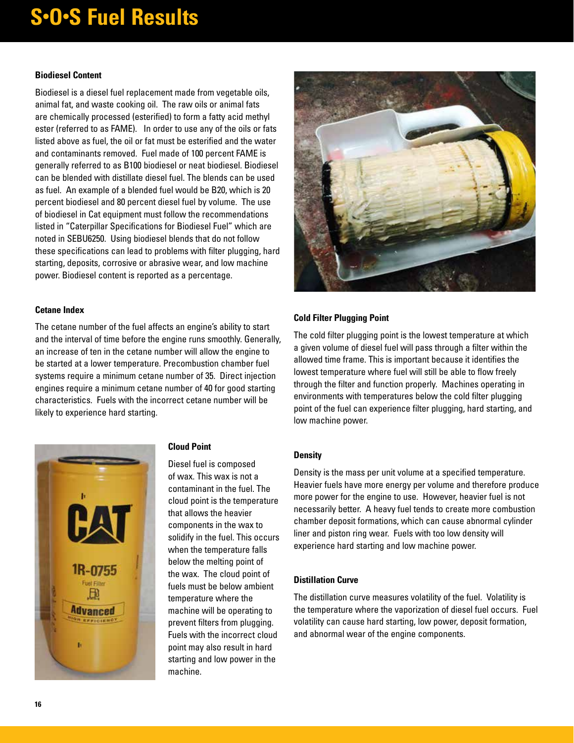# S•O•S Fuel Results

### Biodiesel Content

Biodiesel is a diesel fuel replacement made from vegetable oils, animal fat, and waste cooking oil. The raw oils or animal fats are chemically processed (esterified) to form a fatty acid methyl ester (referred to as FAME). In order to use any of the oils or fats listed above as fuel, the oil or fat must be esterified and the water and contaminants removed. Fuel made of 100 percent FAME is generally referred to as B100 biodiesel or neat biodiesel. Biodiesel can be blended with distillate diesel fuel. The blends can be used as fuel. An example of a blended fuel would be B20, which is 20 percent biodiesel and 80 percent diesel fuel by volume. The use of biodiesel in Cat equipment must follow the recommendations listed in "Caterpillar Specifications for Biodiesel Fuel" which are noted in SEBU6250. Using biodiesel blends that do not follow these specifications can lead to problems with filter plugging, hard starting, deposits, corrosive or abrasive wear, and low machine power. Biodiesel content is reported as a percentage.

### Cetane Index

The cetane number of the fuel affects an engine's ability to start and the interval of time before the engine runs smoothly. Generally, an increase of ten in the cetane number will allow the engine to be started at a lower temperature. Precombustion chamber fuel systems require a minimum cetane number of 35. Direct injection engines require a minimum cetane number of 40 for good starting characteristics. Fuels with the incorrect cetane number will be likely to experience hard starting.

### Cloud Point

Diesel fuel is composed of wax. This wax is not a contaminant in the fuel. The cloud point is the temperature that allows the heavier components in the wax to solidify in the fuel. This occurs when the temperature falls below the melting point of the wax. The cloud point of fuels must be below ambient temperature where the machine will be operating to prevent filters from plugging. Fuels with the incorrect cloud point may also result in hard starting and low power in the machine.

### Cold Filter Plugging Point

The cold filter plugging point is the lowest temperature at which a given volume of diesel fuel will pass through a filter within the allowed time frame. This is important because it identifies the lowest temperature where fuel will still be able to flow freely through the filter and function properly. Machines operating in environments with temperatures below the cold filter plugging point of the fuel can experience filter plugging, hard starting, and low machine power.

### Density

Density is the mass per unit volume at a specified temperature. Heavier fuels have more energy per volume and therefore produce more power for the engine to use. However, heavier fuel is not necessarily better. A heavy fuel tends to create more combustion chamber deposit formations, which can cause abnormal cylinder liner and piston ring wear. Fuels with too low density will experience hard starting and low machine power.

### Distillation Curve

The distillation curve measures volatility of the fuel. Volatility is the temperature where the vaporization of diesel fuel occurs. Fuel volatility can cause hard starting, low power, deposit formation, and abnormal wear of the engine components.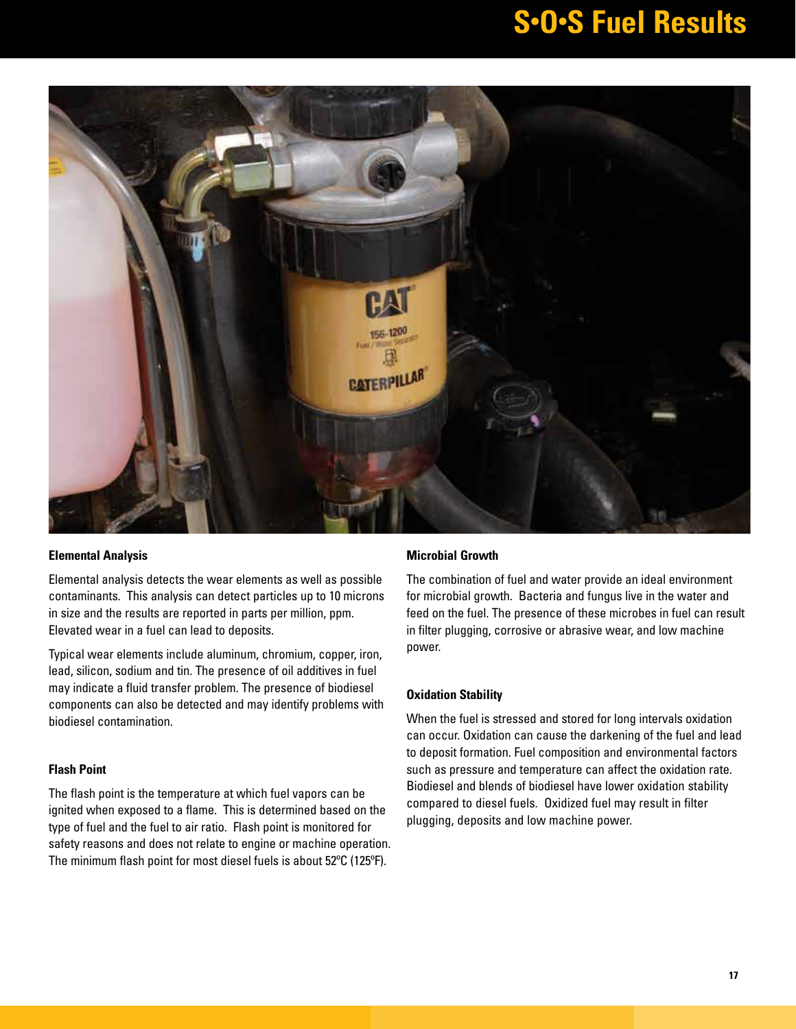# S•O•S Fuel Results

### Elemental Analysis

Elemental analysis detects the wear elements as well as possible contaminants. This analysis can detect particles up to 10 microns in size and the results are reported in parts per million, ppm. Elevated wear in a fuel can lead to deposits.

Typical wear elements include aluminum, chromium, copper, iron, lead, silicon, sodium and tin. The presence of oil additives in fuel may indicate a fluid transfer problem. The presence of biodiesel components can also be detected and may identify problems with biodiesel contamination.

### Flash Point

The flash point is the temperature at which fuel vapors can be ignited when exposed to a flame. This is determined based on the type of fuel and the fuel to air ratio. Flash point is monitored for safety reasons and does not relate to engine or machine operation. The minimum flash point for most diesel fuels is about 52ºC (125ºF).

### Microbial Growth

The combination of fuel and water provide an ideal environment for microbial growth. Bacteria and fungus live in the water and feed on the fuel. The presence of these microbes in fuel can result in filter plugging, corrosive or abrasive wear, and low machine power.

### Oxidation Stability

When the fuel is stressed and stored for long intervals oxidation can occur. Oxidation can cause the darkening of the fuel and lead to deposit formation. Fuel composition and environmental factors such as pressure and temperature can affect the oxidation rate. Biodiesel and blends of biodiesel have lower oxidation stability compared to diesel fuels. Oxidized fuel may result in filter plugging, deposits and low machine power.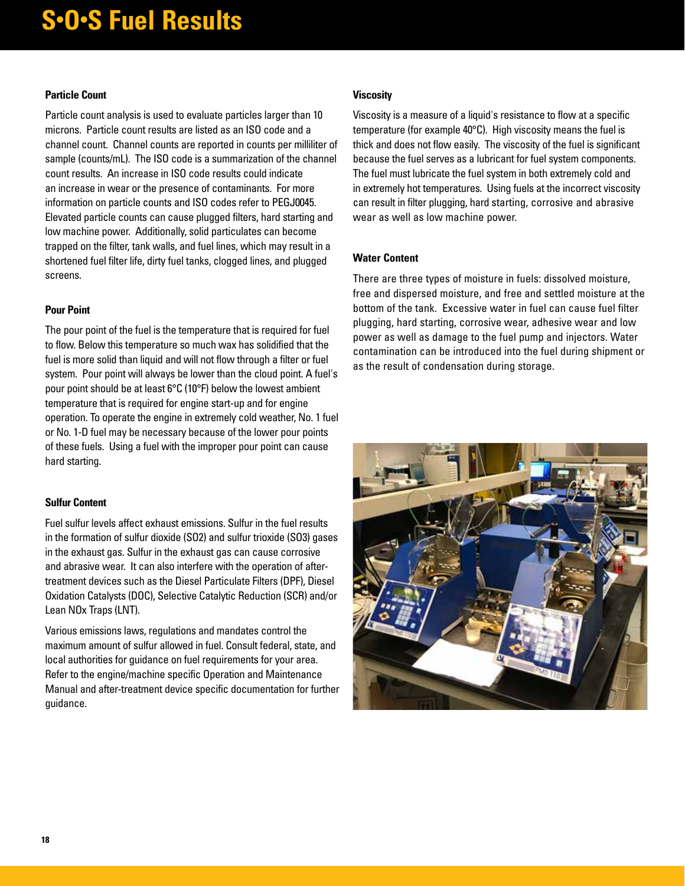# S•O•S Fuel Results

### Particle Count

Particle count analysis is used to evaluate particles larger than 10 microns. Particle count results are listed as an ISO code and a channel count. Channel counts are reported in counts per milliliter of sample (counts/mL). The ISO code is a summarization of the channel count results. An increase in ISO code results could indicate an increase in wear or the presence of contaminants. For more information on particle counts and ISO codes refer to PEGJ0045. Elevated particle counts can cause plugged filters, hard starting and low machine power. Additionally, solid particulates can become trapped on the filter, tank walls, and fuel lines, which may result in a shortened fuel filter life, dirty fuel tanks, clogged lines, and plugged screens.

### Pour Point

The pour point of the fuel is the temperature that is required for fuel to flow. Below this temperature so much wax has solidified that the fuel is more solid than liquid and will not flow through a filter or fuel system. Pour point will always be lower than the cloud point. A fuel's pour point should be at least 6°C (10°F) below the lowest ambient temperature that is required for engine start-up and for engine operation. To operate the engine in extremely cold weather, No. 1 fuel or No. 1-D fuel may be necessary because of the lower pour points of these fuels. Using a fuel with the improper pour point can cause hard starting.

### Sulfur Content

Fuel sulfur levels affect exhaust emissions. Sulfur in the fuel results in the formation of sulfur dioxide ($SO_2$) and sulfur trioxide ($SO_3$) gases in the exhaust gas. Sulfur in the exhaust gas can cause corrosive and abrasive wear. It can also interfere with the operation of after-treatment devices such as the Diesel Particulate Filters (DPF), Diesel Oxidation Catalysts (DOC), Selective Catalytic Reduction (SCR) and/or Lean NOx Traps (LNT).

Various emissions laws, regulations and mandates control the maximum amount of sulfur allowed in fuel. Consult federal, state, and local authorities for guidance on fuel requirements for your area. Refer to the engine/machine specific Operation and Maintenance Manual and after-treatment device specific documentation for further guidance.

### Viscosity

Viscosity is a measure of a liquid's resistance to flow at a specific temperature (for example 40°C). High viscosity means the fuel is thick and does not flow easily. The viscosity of the fuel is significant because the fuel serves as a lubricant for fuel system components. The fuel must lubricate the fuel system in both extremely cold and in extremely hot temperatures. Using fuels at the incorrect viscosity can result in filter plugging, hard starting, corrosive and abrasive wear as well as low machine power.

### Water Content

There are three types of moisture in fuels: dissolved moisture, free and dispersed moisture, and free and settled moisture at the bottom of the tank. Excessive water in fuel can cause fuel filter plugging, hard starting, corrosive wear, adhesive wear and low power as well as damage to the fuel pump and injectors. Water contamination can be introduced into the fuel during shipment or as the result of condensation during storage.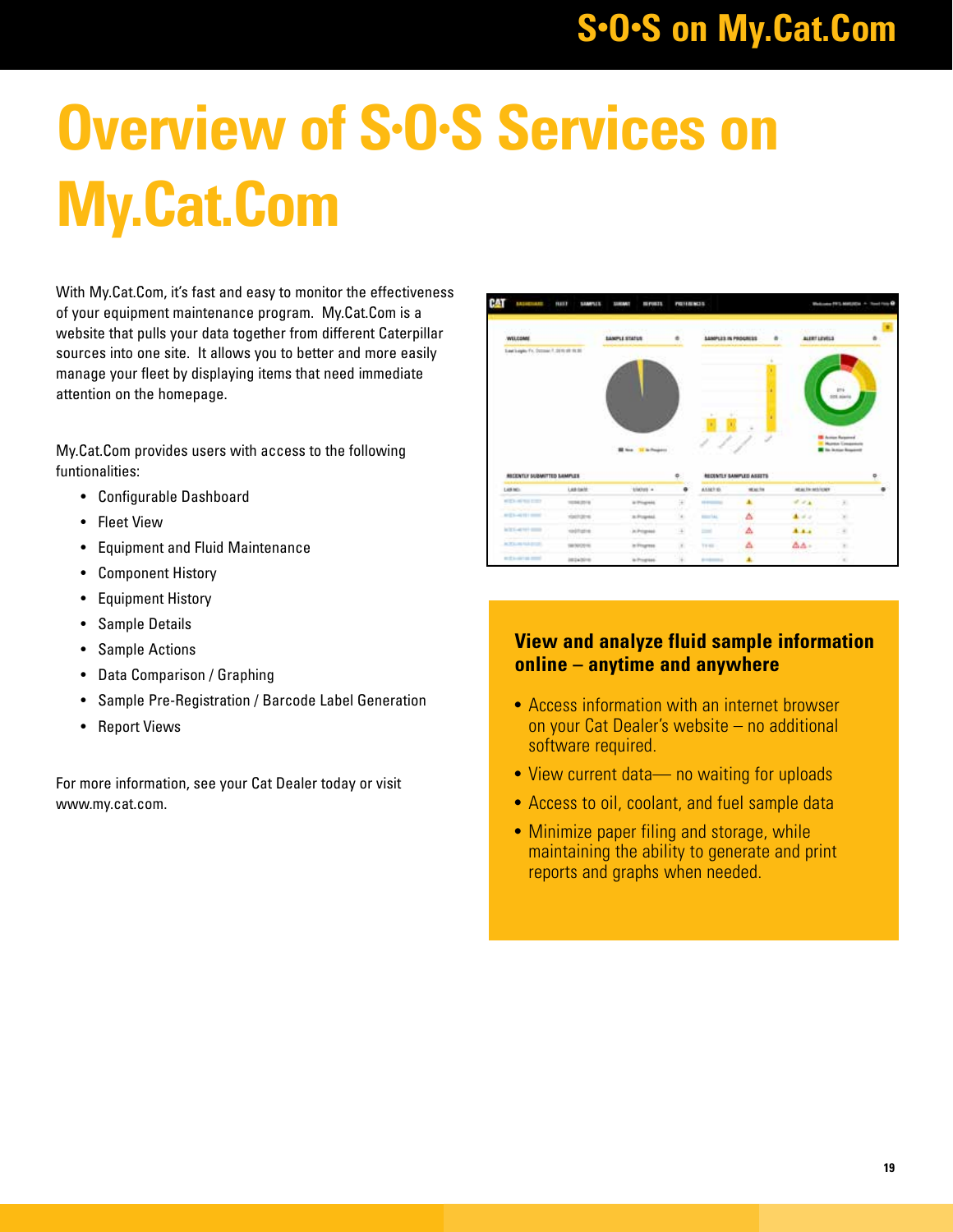# Overview of S·O·S Services on My.Cat.Com

With My.Cat.Com, it's fast and easy to monitor the effectiveness of your equipment maintenance program. My.Cat.Com is a website that pulls your data together from different Caterpillar sources into one site. It allows you to better and more easily manage your fleet by displaying items that need immediate attention on the homepage.

My.Cat.Com provides users with access to the following funtionalities:

- Configurable Dashboard
- Fleet View
- Equipment and Fluid Maintenance
- Component History
- Equipment History
- Sample Details
- Sample Actions
- Data Comparison / Graphing
- Sample Pre-Registration / Barcode Label Generation
- Report Views

For more information, see your Cat Dealer today or visit www.my.cat.com.

**View and analyze fluid sample information online – anytime and anywhere**

- Access information with an internet browser on your Cat Dealer's website – no additional software required.
- View current data— no waiting for uploads
- Access to oil, coolant, and fuel sample data
- Minimize paper filing and storage, while maintaining the ability to generate and print reports and graphs when needed.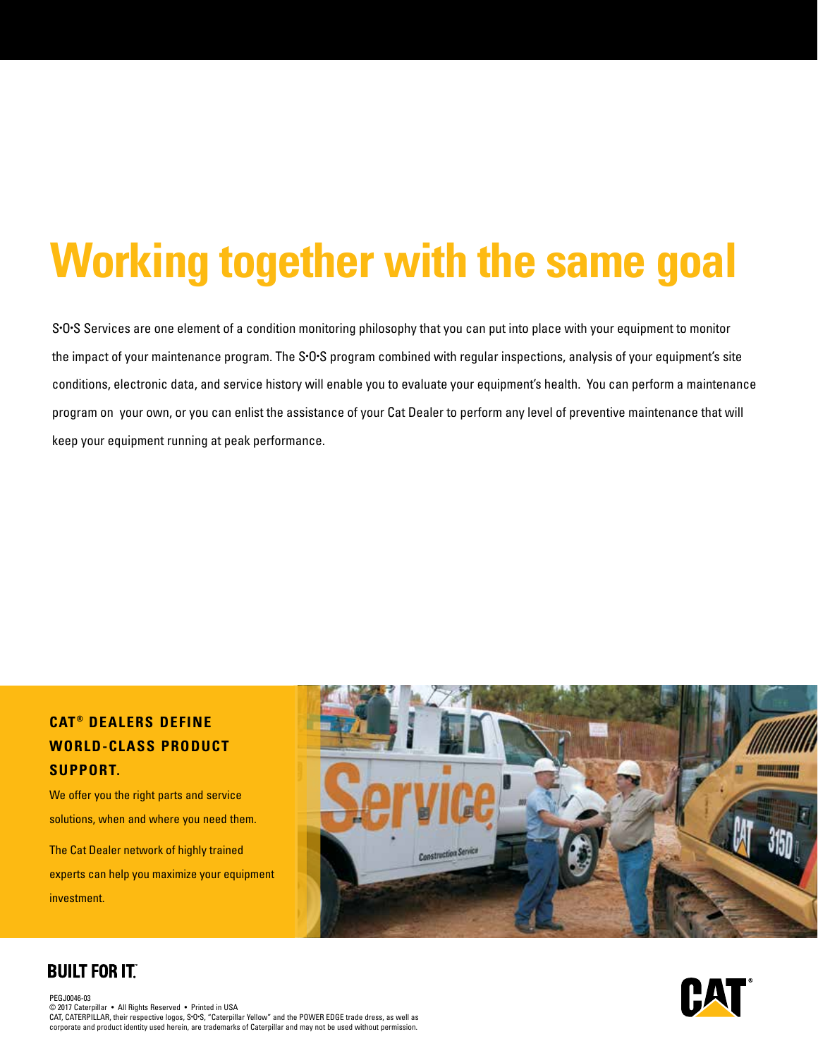# Working together with the same goal

S•O•S Services are one element of a condition monitoring philosophy that you can put into place with your equipment to monitor the impact of your maintenance program. The S•O•S program combined with regular inspections, analysis of your equipment's site conditions, electronic data, and service history will enable you to evaluate your equipment's health. You can perform a maintenance program on your own, or you can enlist the assistance of your Cat Dealer to perform any level of preventive maintenance that will keep your equipment running at peak performance.

**CAT® DEALERS DEFINE WORLD-CLASS PRODUCT SUPPORT.**

We offer you the right parts and service solutions, when and where you need them.

The Cat Dealer network of highly trained experts can help you maximize your equipment investment.

**BUILT FOR IT.™**

PEGJ0046-03
© 2017 Caterpillar • All Rights Reserved • Printed in USA
CAT, CATERPILLAR, their respective logos, S•O•S, "Caterpillar Yellow" and the POWER EDGE trade dress, as well as corporate and product identity used herein, are trademarks of Caterpillar and may not be used without permission.